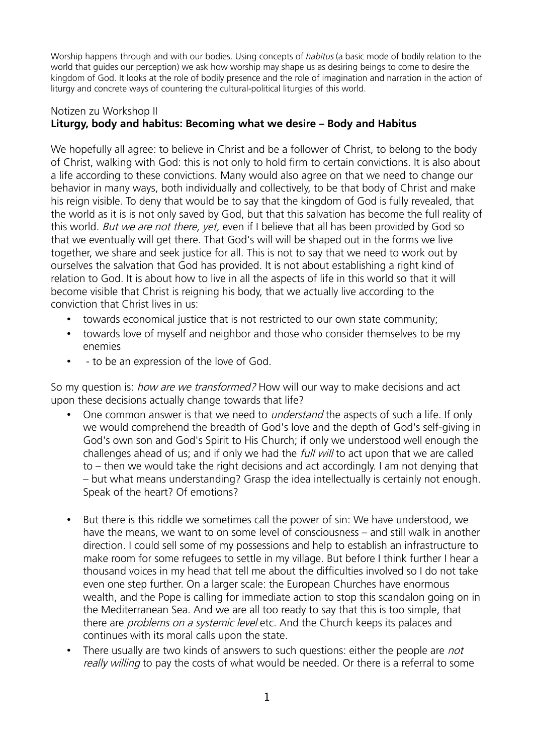Worship happens through and with our bodies. Using concepts of *habitus* (a basic mode of bodily relation to the world that guides our perception) we ask how worship may shape us as desiring beings to come to desire the kingdom of God. It looks at the role of bodily presence and the role of imagination and narration in the action of liturgy and concrete ways of countering the cultural-political liturgies of this world.

Notizen zu Workshop II

**Liturgy, body and habitus: Becoming what we desire – Body and Habitus**

We hopefully all agree: to believe in Christ and be a follower of Christ, to belong to the body of Christ, walking with God: this is not only to hold firm to certain convictions. It is also about a life according to these convictions. Many would also agree on that we need to change our behavior in many ways, both individually and collectively, to be that body of Christ and make his reign visible. To deny that would be to say that the kingdom of God is fully revealed, that the world as it is is not only saved by God, but that this salvation has become the full reality of this world. *But we are not there, yet,* even if I believe that all has been provided by God so that we eventually will get there. That God's will will be shaped out in the forms we live together, we share and seek justice for all. This is not to say that we need to work out by ourselves the salvation that God has provided. It is not about establishing a right kind of relation to God. It is about how to live in all the aspects of life in this world so that it will become visible that Christ is reigning his body, that we actually live according to the conviction that Christ lives in us:

- towards economical justice that is not restricted to our own state community;
- towards love of myself and neighbor and those who consider themselves to be my enemies
- - to be an expression of the love of God.

So my question is: *how are we transformed?* How will our way to make decisions and act upon these decisions actually change towards that life?

- One common answer is that we need to *understand* the aspects of such a life. If only we would comprehend the breadth of God's love and the depth of God's self-giving in God's own son and God's Spirit to His Church; if only we understood well enough the challenges ahead of us; and if only we had the *full will* to act upon that we are called to – then we would take the right decisions and act accordingly. I am not denying that – but what means understanding? Grasp the idea intellectually is certainly not enough. Speak of the heart? Of emotions?

- But there is this riddle we sometimes call the power of sin: We have understood, we have the means, we want to on some level of consciousness – and still walk in another direction. I could sell some of my possessions and help to establish an infrastructure to make room for some refugees to settle in my village. But before I think further I hear a thousand voices in my head that tell me about the difficulties involved so I do not take even one step further. On a larger scale: the European Churches have enormous wealth, and the Pope is calling for immediate action to stop this scandalon going on in the Mediterranean Sea. And we are all too ready to say that this is too simple, that there are *problems on a systemic level* etc. And the Church keeps its palaces and continues with its moral calls upon the state.
- There usually are two kinds of answers to such questions: either the people are *not really willing* to pay the costs of what would be needed. Or there is a referral to some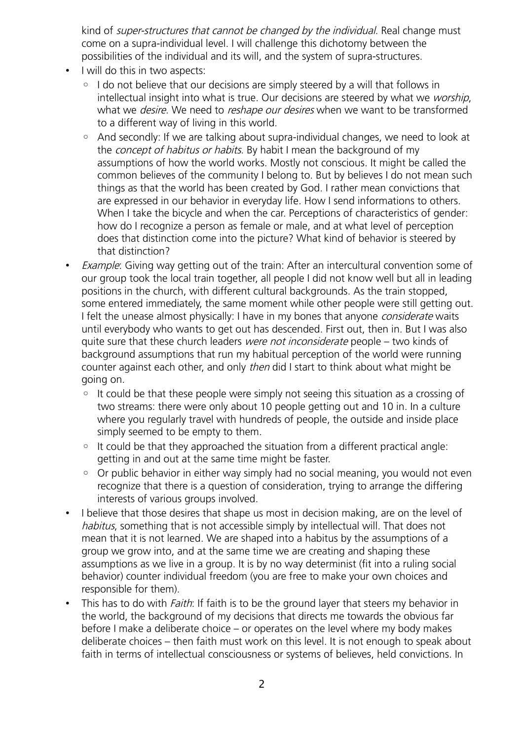kind of *super-structures that cannot be changed by the individual*. Real change must come on a supra-individual level. I will challenge this dichotomy between the possibilities of the individual and its will, and the system of supra-structures.

- I will do this in two aspects:
  - I do not believe that our decisions are simply steered by a will that follows in intellectual insight into what is true. Our decisions are steered by what we *worship*, what we *desire*. We need to *reshape our desires* when we want to be transformed to a different way of living in this world.
  - And secondly: If we are talking about supra-individual changes, we need to look at the *concept of habitus or habits*. By habit I mean the background of my assumptions of how the world works. Mostly not conscious. It might be called the common believes of the community I belong to. But by believes I do not mean such things as that the world has been created by God. I rather mean convictions that are expressed in our behavior in everyday life. How I send informations to others. When I take the bicycle and when the car. Perceptions of characteristics of gender: how do I recognize a person as female or male, and at what level of perception does that distinction come into the picture? What kind of behavior is steered by that distinction?
- *Example*: Giving way getting out of the train: After an intercultural convention some of our group took the local train together, all people I did not know well but all in leading positions in the church, with different cultural backgrounds. As the train stopped, some entered immediately, the same moment while other people were still getting out. I felt the unease almost physically: I have in my bones that anyone *considerate* waits until everybody who wants to get out has descended. First out, then in. But I was also quite sure that these church leaders *were not inconsiderate* people – two kinds of background assumptions that run my habitual perception of the world were running counter against each other, and only *then* did I start to think about what might be going on.
  - It could be that these people were simply not seeing this situation as a crossing of two streams: there were only about 10 people getting out and 10 in. In a culture where you regularly travel with hundreds of people, the outside and inside place simply seemed to be empty to them.
  - It could be that they approached the situation from a different practical angle: getting in and out at the same time might be faster.
  - Or public behavior in either way simply had no social meaning, you would not even recognize that there is a question of consideration, trying to arrange the differing interests of various groups involved.
- I believe that those desires that shape us most in decision making, are on the level of *habitus*, something that is not accessible simply by intellectual will. That does not mean that it is not learned. We are shaped into a habitus by the assumptions of a group we grow into, and at the same time we are creating and shaping these assumptions as we live in a group. It is by no way determinist (fit into a ruling social behavior) counter individual freedom (you are free to make your own choices and responsible for them).
- This has to do with *Faith*: If faith is to be the ground layer that steers my behavior in the world, the background of my decisions that directs me towards the obvious far before I make a deliberate choice – or operates on the level where my body makes deliberate choices – then faith must work on this level. It is not enough to speak about faith in terms of intellectual consciousness or systems of believes, held convictions. In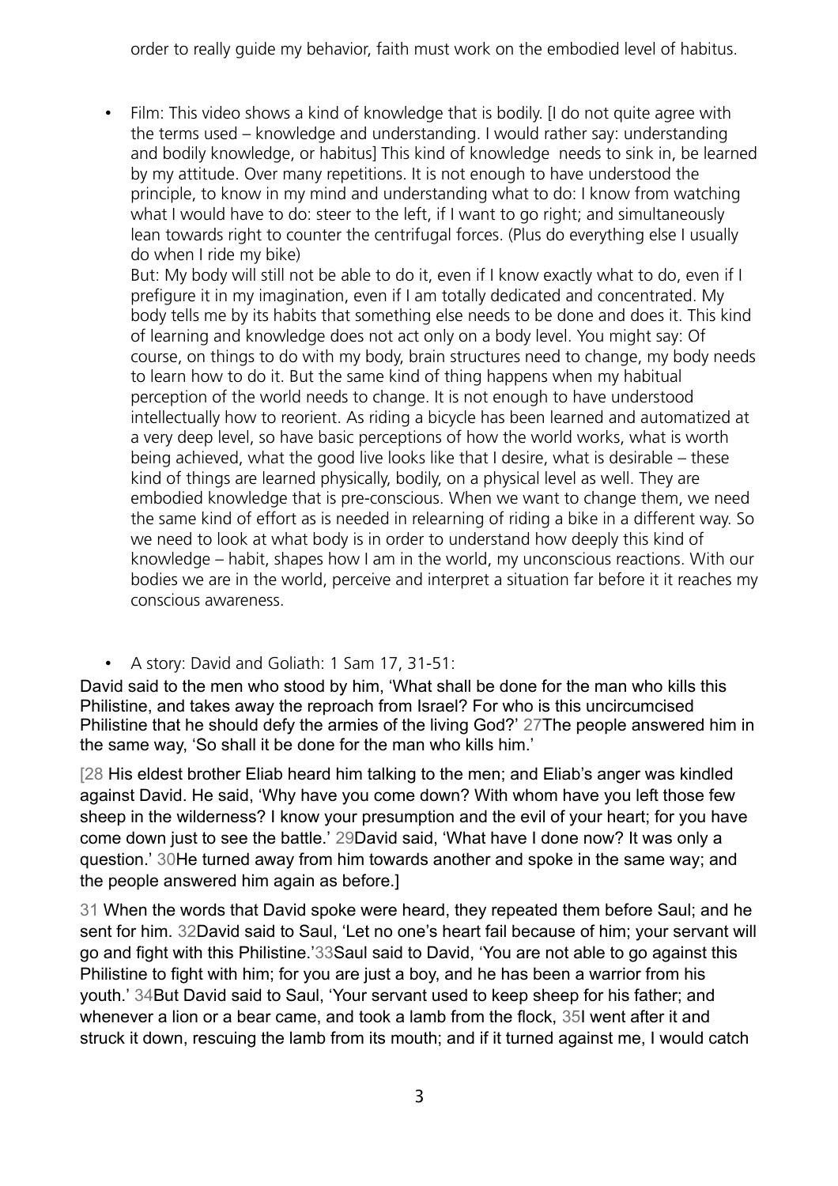order to really guide my behavior, faith must work on the embodied level of habitus.

- Film: This video shows a kind of knowledge that is bodily. [I do not quite agree with the terms used – knowledge and understanding. I would rather say: understanding and bodily knowledge, or habitus] This kind of knowledge needs to sink in, be learned by my attitude. Over many repetitions. It is not enough to have understood the principle, to know in my mind and understanding what to do: I know from watching what I would have to do: steer to the left, if I want to go right; and simultaneously lean towards right to counter the centrifugal forces. (Plus do everything else I usually do when I ride my bike)
  But: My body will still not be able to do it, even if I know exactly what to do, even if I prefigure it in my imagination, even if I am totally dedicated and concentrated. My body tells me by its habits that something else needs to be done and does it. This kind of learning and knowledge does not act only on a body level. You might say: Of course, on things to do with my body, brain structures need to change, my body needs to learn how to do it. But the same kind of thing happens when my habitual perception of the world needs to change. It is not enough to have understood intellectually how to reorient. As riding a bicycle has been learned and automatized at a very deep level, so have basic perceptions of how the world works, what is worth being achieved, what the good live looks like that I desire, what is desirable – these kind of things are learned physically, bodily, on a physical level as well. They are embodied knowledge that is pre-conscious. When we want to change them, we need the same kind of effort as is needed in relearning of riding a bike in a different way. So we need to look at what body is in order to understand how deeply this kind of knowledge – habit, shapes how I am in the world, my unconscious reactions. With our bodies we are in the world, perceive and interpret a situation far before it it reaches my conscious awareness.

- A story: David and Goliath: 1 Sam 17, 31-51:

David said to the men who stood by him, 'What shall be done for the man who kills this Philistine, and takes away the reproach from Israel? For who is this uncircumcised Philistine that he should defy the armies of the living God?' 27The people answered him in the same way, 'So shall it be done for the man who kills him.'

[28 His eldest brother Eliab heard him talking to the men; and Eliab's anger was kindled against David. He said, 'Why have you come down? With whom have you left those few sheep in the wilderness? I know your presumption and the evil of your heart; for you have come down just to see the battle.' 29David said, 'What have I done now? It was only a question.' 30He turned away from him towards another and spoke in the same way; and the people answered him again as before.]

31 When the words that David spoke were heard, they repeated them before Saul; and he sent for him. 32David said to Saul, 'Let no one's heart fail because of him; your servant will go and fight with this Philistine.'33Saul said to David, 'You are not able to go against this Philistine to fight with him; for you are just a boy, and he has been a warrior from his youth.' 34But David said to Saul, 'Your servant used to keep sheep for his father; and whenever a lion or a bear came, and took a lamb from the flock, 35I went after it and struck it down, rescuing the lamb from its mouth; and if it turned against me, I would catch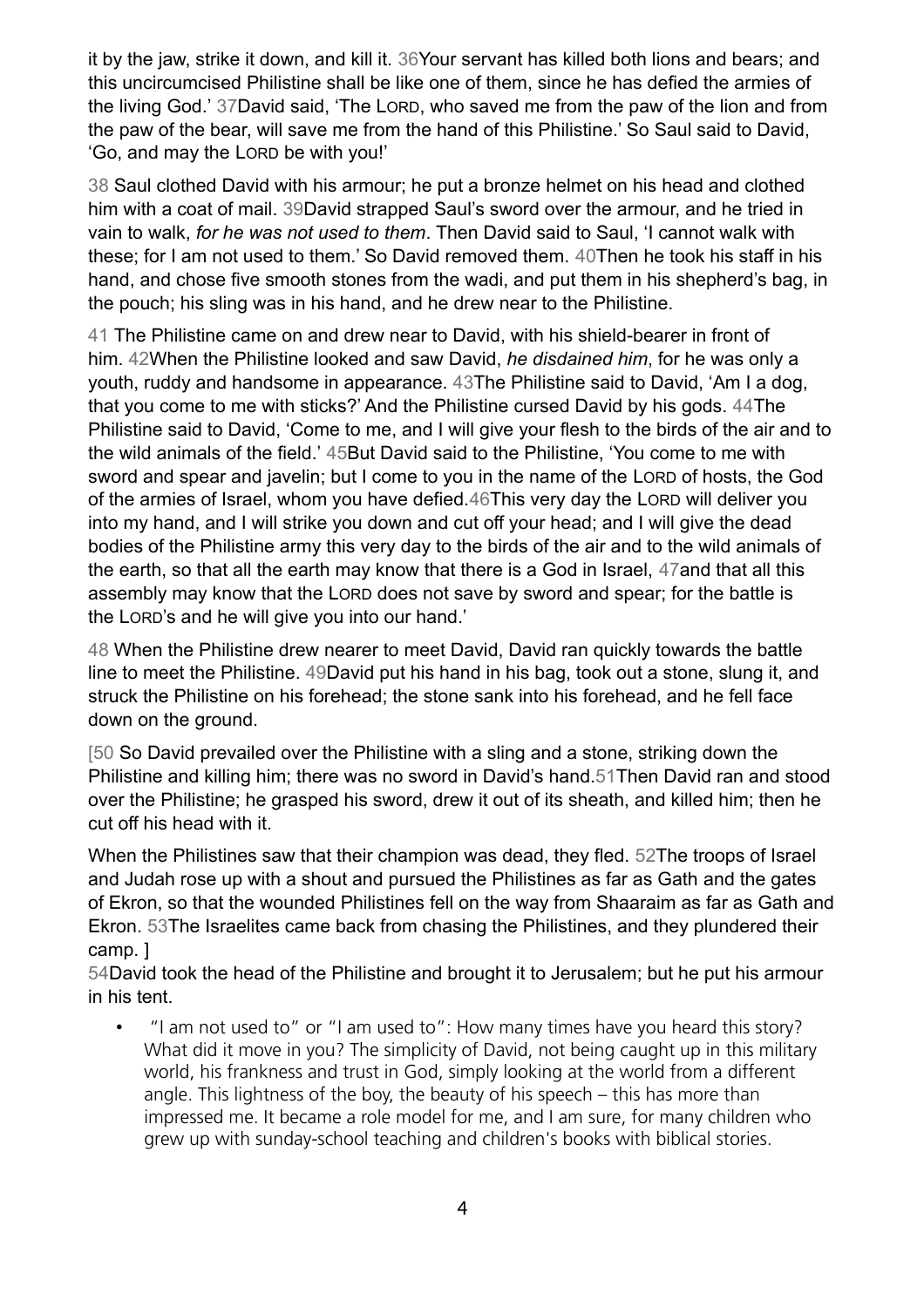it by the jaw, strike it down, and kill it. 36Your servant has killed both lions and bears; and this uncircumcised Philistine shall be like one of them, since he has defied the armies of the living God.' 37David said, 'The LORD, who saved me from the paw of the lion and from the paw of the bear, will save me from the hand of this Philistine.' So Saul said to David, 'Go, and may the LORD be with you!'

38 Saul clothed David with his armour; he put a bronze helmet on his head and clothed him with a coat of mail. 39David strapped Saul's sword over the armour, and he tried in vain to walk, *for he was not used to them*. Then David said to Saul, 'I cannot walk with these; for I am not used to them.' So David removed them. 40Then he took his staff in his hand, and chose five smooth stones from the wadi, and put them in his shepherd's bag, in the pouch; his sling was in his hand, and he drew near to the Philistine.

41 The Philistine came on and drew near to David, with his shield-bearer in front of him. 42When the Philistine looked and saw David, *he disdained him*, for he was only a youth, ruddy and handsome in appearance. 43The Philistine said to David, 'Am I a dog, that you come to me with sticks?' And the Philistine cursed David by his gods. 44The Philistine said to David, 'Come to me, and I will give your flesh to the birds of the air and to the wild animals of the field.' 45But David said to the Philistine, 'You come to me with sword and spear and javelin; but I come to you in the name of the LORD of hosts, the God of the armies of Israel, whom you have defied.46This very day the LORD will deliver you into my hand, and I will strike you down and cut off your head; and I will give the dead bodies of the Philistine army this very day to the birds of the air and to the wild animals of the earth, so that all the earth may know that there is a God in Israel, 47and that all this assembly may know that the LORD does not save by sword and spear; for the battle is the LORD's and he will give you into our hand.'

48 When the Philistine drew nearer to meet David, David ran quickly towards the battle line to meet the Philistine. 49David put his hand in his bag, took out a stone, slung it, and struck the Philistine on his forehead; the stone sank into his forehead, and he fell face down on the ground.

[50 So David prevailed over the Philistine with a sling and a stone, striking down the Philistine and killing him; there was no sword in David's hand.51Then David ran and stood over the Philistine; he grasped his sword, drew it out of its sheath, and killed him; then he cut off his head with it.

When the Philistines saw that their champion was dead, they fled. 52The troops of Israel and Judah rose up with a shout and pursued the Philistines as far as Gath and the gates of Ekron, so that the wounded Philistines fell on the way from Shaaraim as far as Gath and Ekron. 53The Israelites came back from chasing the Philistines, and they plundered their camp. ]
54David took the head of the Philistine and brought it to Jerusalem; but he put his armour in his tent.

- "I am not used to" or "I am used to": How many times have you heard this story? What did it move in you? The simplicity of David, not being caught up in this military world, his frankness and trust in God, simply looking at the world from a different angle. This lightness of the boy, the beauty of his speech – this has more than impressed me. It became a role model for me, and I am sure, for many children who grew up with sunday-school teaching and children's books with biblical stories.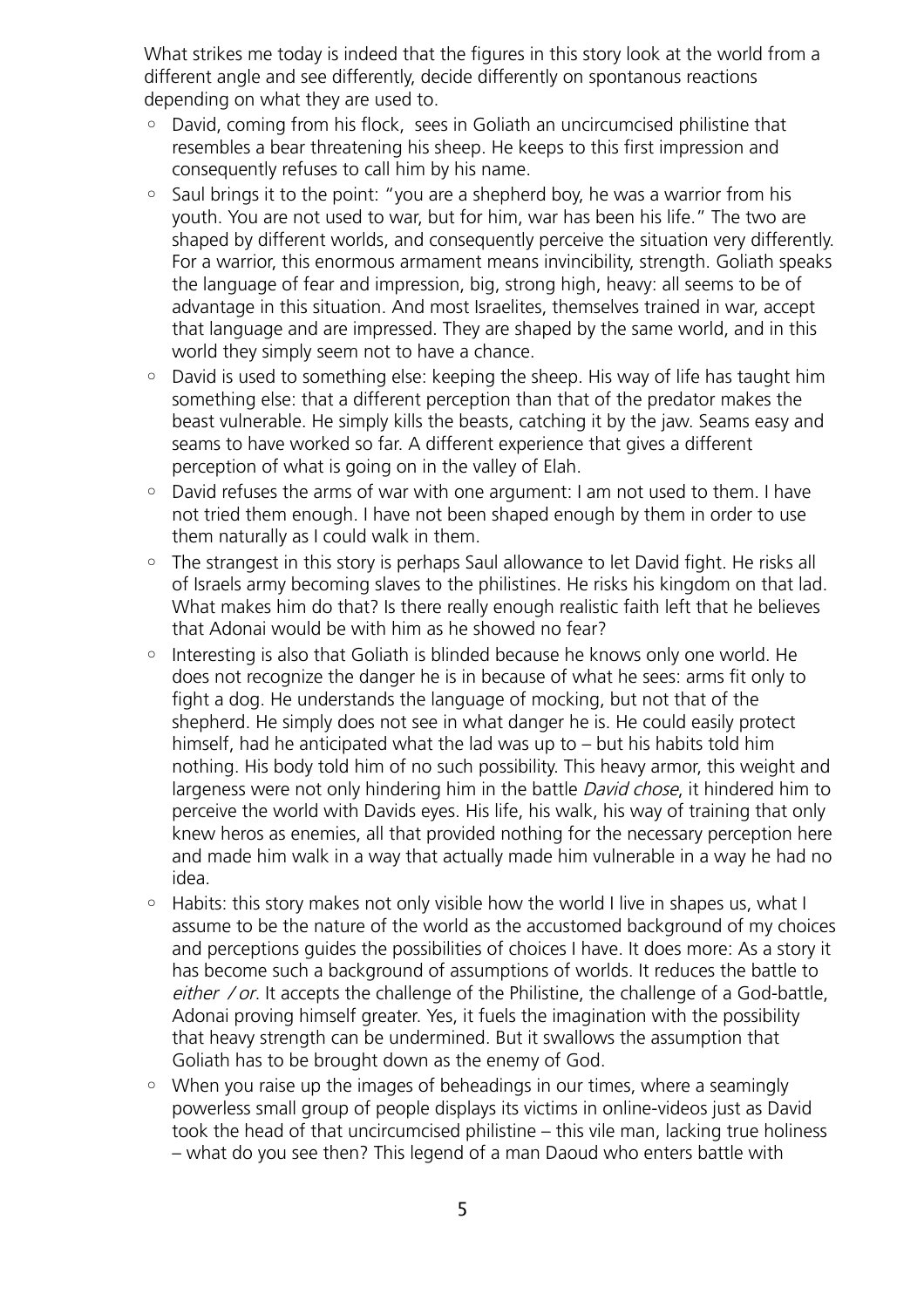What strikes me today is indeed that the figures in this story look at the world from a different angle and see differently, decide differently on spontanous reactions depending on what they are used to.

- David, coming from his flock, sees in Goliath an uncircumcised philistine that resembles a bear threatening his sheep. He keeps to this first impression and consequently refuses to call him by his name.
- Saul brings it to the point: "you are a shepherd boy, he was a warrior from his youth. You are not used to war, but for him, war has been his life." The two are shaped by different worlds, and consequently perceive the situation very differently. For a warrior, this enormous armament means invincibility, strength. Goliath speaks the language of fear and impression, big, strong high, heavy: all seems to be of advantage in this situation. And most Israelites, themselves trained in war, accept that language and are impressed. They are shaped by the same world, and in this world they simply seem not to have a chance.
- David is used to something else: keeping the sheep. His way of life has taught him something else: that a different perception than that of the predator makes the beast vulnerable. He simply kills the beasts, catching it by the jaw. Seams easy and seams to have worked so far. A different experience that gives a different perception of what is going on in the valley of Elah.
- David refuses the arms of war with one argument: I am not used to them. I have not tried them enough. I have not been shaped enough by them in order to use them naturally as I could walk in them.
- The strangest in this story is perhaps Saul allowance to let David fight. He risks all of Israels army becoming slaves to the philistines. He risks his kingdom on that lad. What makes him do that? Is there really enough realistic faith left that he believes that Adonai would be with him as he showed no fear?
- Interesting is also that Goliath is blinded because he knows only one world. He does not recognize the danger he is in because of what he sees: arms fit only to fight a dog. He understands the language of mocking, but not that of the shepherd. He simply does not see in what danger he is. He could easily protect himself, had he anticipated what the lad was up to – but his habits told him nothing. His body told him of no such possibility. This heavy armor, this weight and largeness were not only hindering him in the battle *David chose*, it hindered him to perceive the world with Davids eyes. His life, his walk, his way of training that only knew heros as enemies, all that provided nothing for the necessary perception here and made him walk in a way that actually made him vulnerable in a way he had no idea.
- Habits: this story makes not only visible how the world I live in shapes us, what I assume to be the nature of the world as the accustomed background of my choices and perceptions guides the possibilities of choices I have. It does more: As a story it has become such a background of assumptions of worlds. It reduces the battle to *either / or*. It accepts the challenge of the Philistine, the challenge of a God-battle, Adonai proving himself greater. Yes, it fuels the imagination with the possibility that heavy strength can be undermined. But it swallows the assumption that Goliath has to be brought down as the enemy of God.
- When you raise up the images of beheadings in our times, where a seamingly powerless small group of people displays its victims in online-videos just as David took the head of that uncircumcised philistine – this vile man, lacking true holiness – what do you see then? This legend of a man Daoud who enters battle with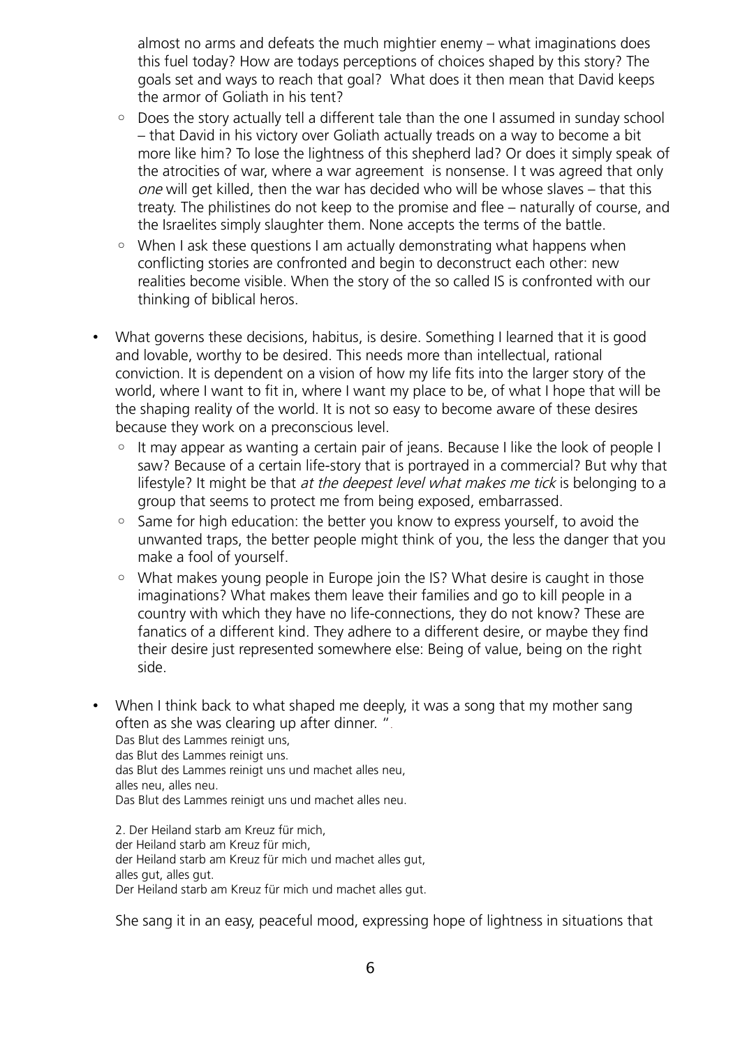almost no arms and defeats the much mightier enemy – what imaginations does this fuel today? How are todays perceptions of choices shaped by this story? The goals set and ways to reach that goal? What does it then mean that David keeps the armor of Goliath in his tent?

  - Does the story actually tell a different tale than the one I assumed in sunday school – that David in his victory over Goliath actually treads on a way to become a bit more like him? To lose the lightness of this shepherd lad? Or does it simply speak of the atrocities of war, where a war agreement is nonsense. I t was agreed that only *one* will get killed, then the war has decided who will be whose slaves – that this treaty. The philistines do not keep to the promise and flee – naturally of course, and the Israelites simply slaughter them. None accepts the terms of the battle.
  - When I ask these questions I am actually demonstrating what happens when conflicting stories are confronted and begin to deconstruct each other: new realities become visible. When the story of the so called IS is confronted with our thinking of biblical heros.

- What governs these decisions, habitus, is desire. Something I learned that it is good and lovable, worthy to be desired. This needs more than intellectual, rational conviction. It is dependent on a vision of how my life fits into the larger story of the world, where I want to fit in, where I want my place to be, of what I hope that will be the shaping reality of the world. It is not so easy to become aware of these desires because they work on a preconscious level.
  - It may appear as wanting a certain pair of jeans. Because I like the look of people I saw? Because of a certain life-story that is portrayed in a commercial? But why that lifestyle? It might be that *at the deepest level what makes me tick* is belonging to a group that seems to protect me from being exposed, embarrassed.
  - Same for high education: the better you know to express yourself, to avoid the unwanted traps, the better people might think of you, the less the danger that you make a fool of yourself.
  - What makes young people in Europe join the IS? What desire is caught in those imaginations? What makes them leave their families and go to kill people in a country with which they have no life-connections, they do not know? These are fanatics of a different kind. They adhere to a different desire, or maybe they find their desire just represented somewhere else: Being of value, being on the right side.

- When I think back to what shaped me deeply, it was a song that my mother sang often as she was clearing up after dinner. ".

  Das Blut des Lammes reinigt uns,
  das Blut des Lammes reinigt uns.
  das Blut des Lammes reinigt uns und machet alles neu,
  alles neu, alles neu.
  Das Blut des Lammes reinigt uns und machet alles neu.

  2. Der Heiland starb am Kreuz für mich,
  der Heiland starb am Kreuz für mich,
  der Heiland starb am Kreuz für mich und machet alles gut,
  alles gut, alles gut.
  Der Heiland starb am Kreuz für mich und machet alles gut.

  She sang it in an easy, peaceful mood, expressing hope of lightness in situations that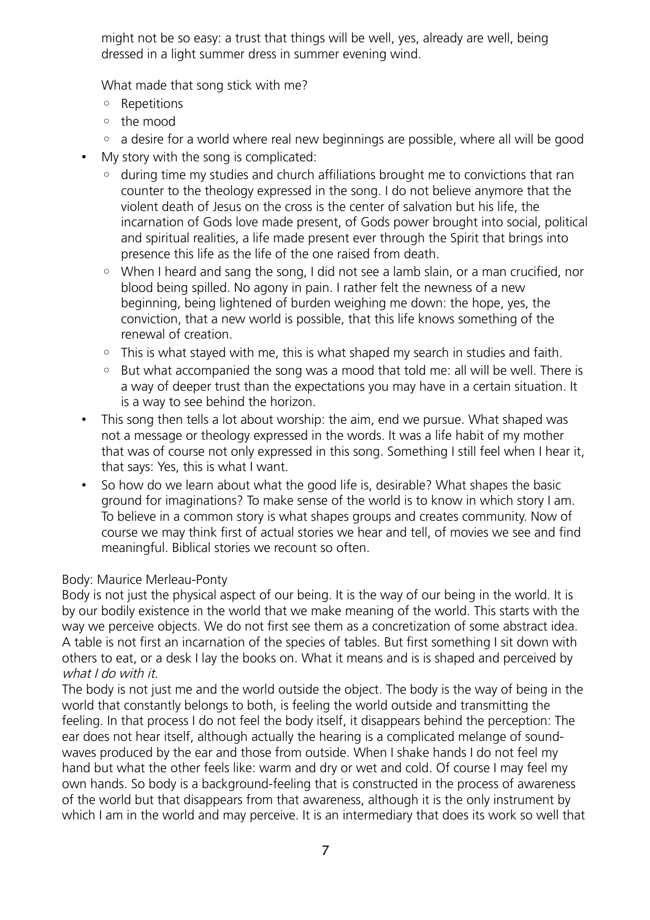might not be so easy: a trust that things will be well, yes, already are well, being dressed in a light summer dress in summer evening wind.

What made that song stick with me?

- Repetitions
- the mood
- a desire for a world where real new beginnings are possible, where all will be good

- My story with the song is complicated:
    - during time my studies and church affiliations brought me to convictions that ran counter to the theology expressed in the song. I do not believe anymore that the violent death of Jesus on the cross is the center of salvation but his life, the incarnation of Gods love made present, of Gods power brought into social, political and spiritual realities, a life made present ever through the Spirit that brings into presence this life as the life of the one raised from death.
    - When I heard and sang the song, I did not see a lamb slain, or a man crucified, nor blood being spilled. No agony in pain. I rather felt the newness of a new beginning, being lightened of burden weighing me down: the hope, yes, the conviction, that a new world is possible, that this life knows something of the renewal of creation.
    - This is what stayed with me, this is what shaped my search in studies and faith.
    - But what accompanied the song was a mood that told me: all will be well. There is a way of deeper trust than the expectations you may have in a certain situation. It is a way to see behind the horizon.
- This song then tells a lot about worship: the aim, end we pursue. What shaped was not a message or theology expressed in the words. It was a life habit of my mother that was of course not only expressed in this song. Something I still feel when I hear it, that says: Yes, this is what I want.
- So how do we learn about what the good life is, desirable? What shapes the basic ground for imaginations? To make sense of the world is to know in which story I am. To believe in a common story is what shapes groups and creates community. Now of course we may think first of actual stories we hear and tell, of movies we see and find meaningful. Biblical stories we recount so often.

Body: Maurice Merleau-Ponty

Body is not just the physical aspect of our being. It is the way of our being in the world. It is by our bodily existence in the world that we make meaning of the world. This starts with the way we perceive objects. We do not first see them as a concretization of some abstract idea. A table is not first an incarnation of the species of tables. But first something I sit down with others to eat, or a desk I lay the books on. What it means and is is shaped and perceived by *what I do with it*.

The body is not just me and the world outside the object. The body is the way of being in the world that constantly belongs to both, is feeling the world outside and transmitting the feeling. In that process I do not feel the body itself, it disappears behind the perception: The ear does not hear itself, although actually the hearing is a complicated melange of sound-waves produced by the ear and those from outside. When I shake hands I do not feel my hand but what the other feels like: warm and dry or wet and cold. Of course I may feel my own hands. So body is a background-feeling that is constructed in the process of awareness of the world but that disappears from that awareness, although it is the only instrument by which I am in the world and may perceive. It is an intermediary that does its work so well that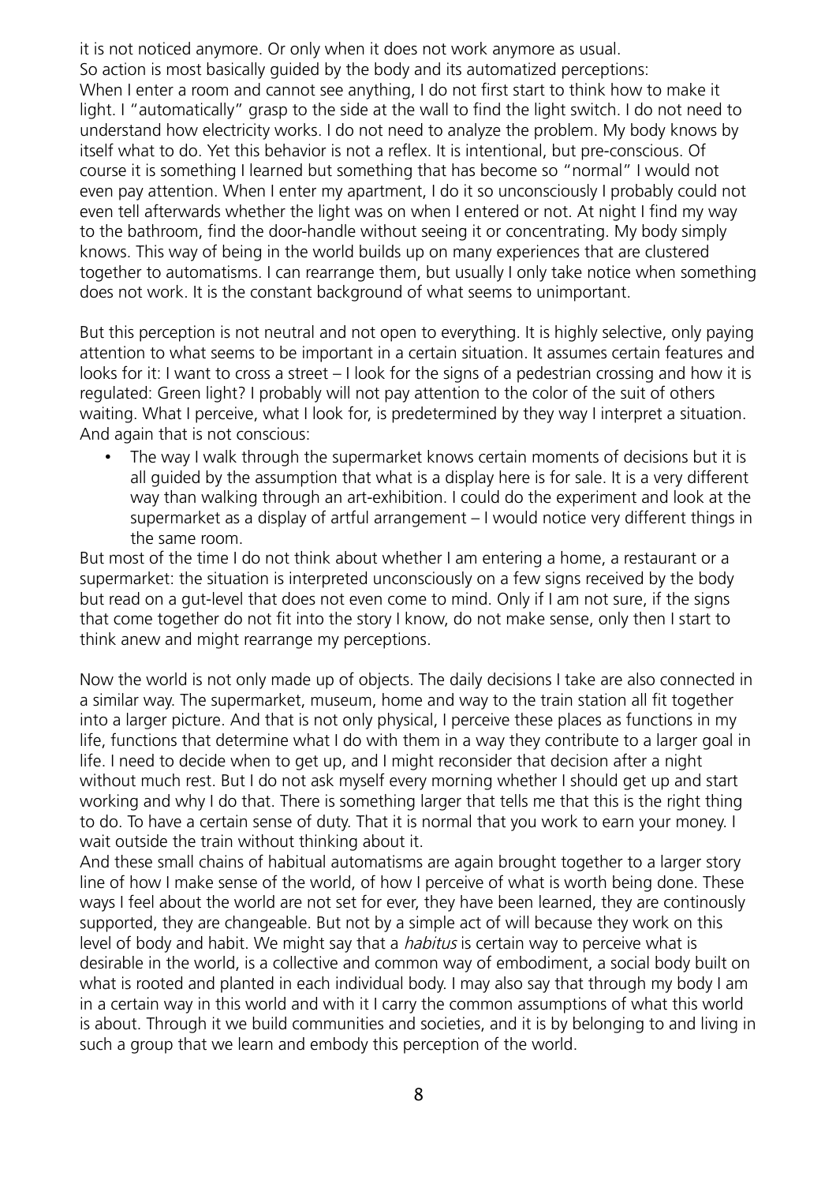it is not noticed anymore. Or only when it does not work anymore as usual.
So action is most basically guided by the body and its automatized perceptions:
When I enter a room and cannot see anything, I do not first start to think how to make it light. I "automatically" grasp to the side at the wall to find the light switch. I do not need to understand how electricity works. I do not need to analyze the problem. My body knows by itself what to do. Yet this behavior is not a reflex. It is intentional, but pre-conscious. Of course it is something I learned but something that has become so "normal" I would not even pay attention. When I enter my apartment, I do it so unconsciously I probably could not even tell afterwards whether the light was on when I entered or not. At night I find my way to the bathroom, find the door-handle without seeing it or concentrating. My body simply knows. This way of being in the world builds up on many experiences that are clustered together to automatisms. I can rearrange them, but usually I only take notice when something does not work. It is the constant background of what seems to unimportant.

But this perception is not neutral and not open to everything. It is highly selective, only paying attention to what seems to be important in a certain situation. It assumes certain features and looks for it: I want to cross a street – I look for the signs of a pedestrian crossing and how it is regulated: Green light? I probably will not pay attention to the color of the suit of others waiting. What I perceive, what I look for, is predetermined by they way I interpret a situation. And again that is not conscious:

- The way I walk through the supermarket knows certain moments of decisions but it is all guided by the assumption that what is a display here is for sale. It is a very different way than walking through an art-exhibition. I could do the experiment and look at the supermarket as a display of artful arrangement – I would notice very different things in the same room.

But most of the time I do not think about whether I am entering a home, a restaurant or a supermarket: the situation is interpreted unconsciously on a few signs received by the body but read on a gut-level that does not even come to mind. Only if I am not sure, if the signs that come together do not fit into the story I know, do not make sense, only then I start to think anew and might rearrange my perceptions.

Now the world is not only made up of objects. The daily decisions I take are also connected in a similar way. The supermarket, museum, home and way to the train station all fit together into a larger picture. And that is not only physical, I perceive these places as functions in my life, functions that determine what I do with them in a way they contribute to a larger goal in life. I need to decide when to get up, and I might reconsider that decision after a night without much rest. But I do not ask myself every morning whether I should get up and start working and why I do that. There is something larger that tells me that this is the right thing to do. To have a certain sense of duty. That it is normal that you work to earn your money. I wait outside the train without thinking about it.
And these small chains of habitual automatisms are again brought together to a larger story line of how I make sense of the world, of how I perceive of what is worth being done. These ways I feel about the world are not set for ever, they have been learned, they are continously supported, they are changeable. But not by a simple act of will because they work on this level of body and habit. We might say that a *habitus* is certain way to perceive what is desirable in the world, is a collective and common way of embodiment, a social body built on what is rooted and planted in each individual body. I may also say that through my body I am in a certain way in this world and with it I carry the common assumptions of what this world is about. Through it we build communities and societies, and it is by belonging to and living in such a group that we learn and embody this perception of the world.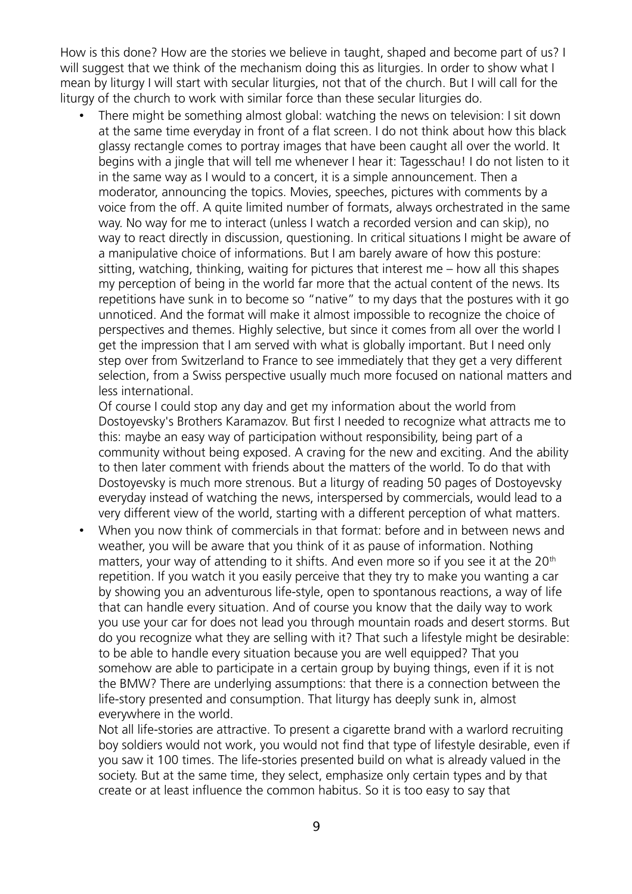How is this done? How are the stories we believe in taught, shaped and become part of us? I will suggest that we think of the mechanism doing this as liturgies. In order to show what I mean by liturgy I will start with secular liturgies, not that of the church. But I will call for the liturgy of the church to work with similar force than these secular liturgies do.

- There might be something almost global: watching the news on television: I sit down at the same time everyday in front of a flat screen. I do not think about how this black glassy rectangle comes to portray images that have been caught all over the world. It begins with a jingle that will tell me whenever I hear it: Tagesschau! I do not listen to it in the same way as I would to a concert, it is a simple announcement. Then a moderator, announcing the topics. Movies, speeches, pictures with comments by a voice from the off. A quite limited number of formats, always orchestrated in the same way. No way for me to interact (unless I watch a recorded version and can skip), no way to react directly in discussion, questioning. In critical situations I might be aware of a manipulative choice of informations. But I am barely aware of how this posture: sitting, watching, thinking, waiting for pictures that interest me – how all this shapes my perception of being in the world far more that the actual content of the news. Its repetitions have sunk in to become so "native" to my days that the postures with it go unnoticed. And the format will make it almost impossible to recognize the choice of perspectives and themes. Highly selective, but since it comes from all over the world I get the impression that I am served with what is globally important. But I need only step over from Switzerland to France to see immediately that they get a very different selection, from a Swiss perspective usually much more focused on national matters and less international.

  Of course I could stop any day and get my information about the world from Dostoyevsky's Brothers Karamazov. But first I needed to recognize what attracts me to this: maybe an easy way of participation without responsibility, being part of a community without being exposed. A craving for the new and exciting. And the ability to then later comment with friends about the matters of the world. To do that with Dostoyevsky is much more strenous. But a liturgy of reading 50 pages of Dostoyevsky everyday instead of watching the news, interspersed by commercials, would lead to a very different view of the world, starting with a different perception of what matters.

- When you now think of commercials in that format: before and in between news and weather, you will be aware that you think of it as pause of information. Nothing matters, your way of attending to it shifts. And even more so if you see it at the 20th repetition. If you watch it you easily perceive that they try to make you wanting a car by showing you an adventurous life-style, open to spontanous reactions, a way of life that can handle every situation. And of course you know that the daily way to work you use your car for does not lead you through mountain roads and desert storms. But do you recognize what they are selling with it? That such a lifestyle might be desirable: to be able to handle every situation because you are well equipped? That you somehow are able to participate in a certain group by buying things, even if it is not the BMW? There are underlying assumptions: that there is a connection between the life-story presented and consumption. That liturgy has deeply sunk in, almost everywhere in the world.

  Not all life-stories are attractive. To present a cigarette brand with a warlord recruiting boy soldiers would not work, you would not find that type of lifestyle desirable, even if you saw it 100 times. The life-stories presented build on what is already valued in the society. But at the same time, they select, emphasize only certain types and by that create or at least influence the common habitus. So it is too easy to say that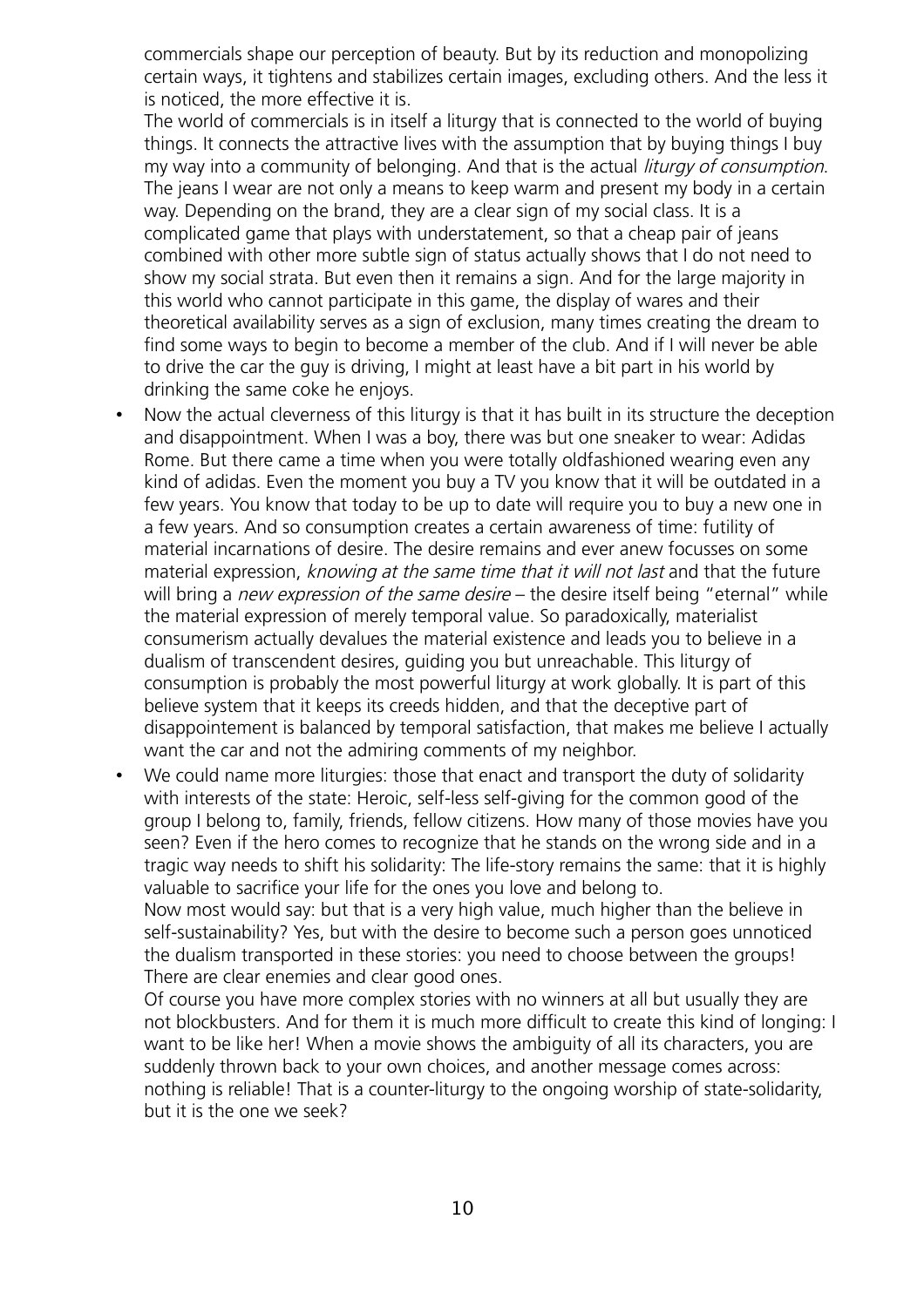commercials shape our perception of beauty. But by its reduction and monopolizing certain ways, it tightens and stabilizes certain images, excluding others. And the less it is noticed, the more effective it is.

The world of commercials is in itself a liturgy that is connected to the world of buying things. It connects the attractive lives with the assumption that by buying things I buy my way into a community of belonging. And that is the actual *liturgy of consumption*. The jeans I wear are not only a means to keep warm and present my body in a certain way. Depending on the brand, they are a clear sign of my social class. It is a complicated game that plays with understatement, so that a cheap pair of jeans combined with other more subtle sign of status actually shows that I do not need to show my social strata. But even then it remains a sign. And for the large majority in this world who cannot participate in this game, the display of wares and their theoretical availability serves as a sign of exclusion, many times creating the dream to find some ways to begin to become a member of the club. And if I will never be able to drive the car the guy is driving, I might at least have a bit part in his world by drinking the same coke he enjoys.

- Now the actual cleverness of this liturgy is that it has built in its structure the deception and disappointment. When I was a boy, there was but one sneaker to wear: Adidas Rome. But there came a time when you were totally oldfashioned wearing even any kind of adidas. Even the moment you buy a TV you know that it will be outdated in a few years. You know that today to be up to date will require you to buy a new one in a few years. And so consumption creates a certain awareness of time: futility of material incarnations of desire. The desire remains and ever anew focusses on some material expression, *knowing at the same time that it will not last* and that the future will bring a *new expression of the same desire* – the desire itself being "eternal" while the material expression of merely temporal value. So paradoxically, materialist consumerism actually devalues the material existence and leads you to believe in a dualism of transcendent desires, guiding you but unreachable. This liturgy of consumption is probably the most powerful liturgy at work globally. It is part of this believe system that it keeps its creeds hidden, and that the deceptive part of disappointement is balanced by temporal satisfaction, that makes me believe I actually want the car and not the admiring comments of my neighbor.
- We could name more liturgies: those that enact and transport the duty of solidarity with interests of the state: Heroic, self-less self-giving for the common good of the group I belong to, family, friends, fellow citizens. How many of those movies have you seen? Even if the hero comes to recognize that he stands on the wrong side and in a tragic way needs to shift his solidarity: The life-story remains the same: that it is highly valuable to sacrifice your life for the ones you love and belong to.

  Now most would say: but that is a very high value, much higher than the believe in self-sustainability? Yes, but with the desire to become such a person goes unnoticed the dualism transported in these stories: you need to choose between the groups! There are clear enemies and clear good ones.

  Of course you have more complex stories with no winners at all but usually they are not blockbusters. And for them it is much more difficult to create this kind of longing: I want to be like her! When a movie shows the ambiguity of all its characters, you are suddenly thrown back to your own choices, and another message comes across: nothing is reliable! That is a counter-liturgy to the ongoing worship of state-solidarity, but it is the one we seek?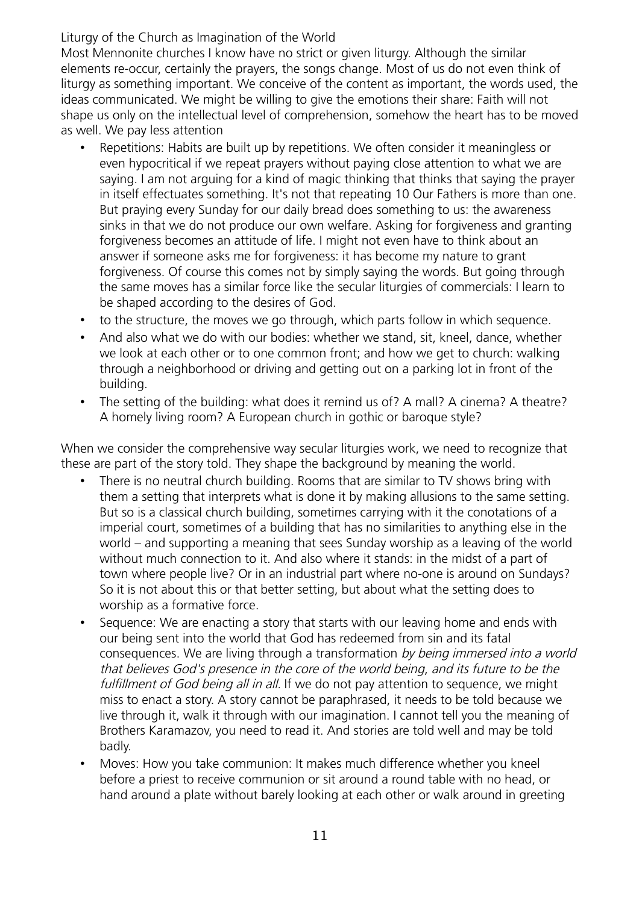Liturgy of the Church as Imagination of the World

Most Mennonite churches I know have no strict or given liturgy. Although the similar elements re-occur, certainly the prayers, the songs change. Most of us do not even think of liturgy as something important. We conceive of the content as important, the words used, the ideas communicated. We might be willing to give the emotions their share: Faith will not shape us only on the intellectual level of comprehension, somehow the heart has to be moved as well. We pay less attention

- Repetitions: Habits are built up by repetitions. We often consider it meaningless or even hypocritical if we repeat prayers without paying close attention to what we are saying. I am not arguing for a kind of magic thinking that thinks that saying the prayer in itself effectuates something. It's not that repeating 10 Our Fathers is more than one. But praying every Sunday for our daily bread does something to us: the awareness sinks in that we do not produce our own welfare. Asking for forgiveness and granting forgiveness becomes an attitude of life. I might not even have to think about an answer if someone asks me for forgiveness: it has become my nature to grant forgiveness. Of course this comes not by simply saying the words. But going through the same moves has a similar force like the secular liturgies of commercials: I learn to be shaped according to the desires of God.
- to the structure, the moves we go through, which parts follow in which sequence.
- And also what we do with our bodies: whether we stand, sit, kneel, dance, whether we look at each other or to one common front; and how we get to church: walking through a neighborhood or driving and getting out on a parking lot in front of the building.
- The setting of the building: what does it remind us of? A mall? A cinema? A theatre? A homely living room? A European church in gothic or baroque style?

When we consider the comprehensive way secular liturgies work, we need to recognize that these are part of the story told. They shape the background by meaning the world.

- There is no neutral church building. Rooms that are similar to TV shows bring with them a setting that interprets what is done it by making allusions to the same setting. But so is a classical church building, sometimes carrying with it the conotations of a imperial court, sometimes of a building that has no similarities to anything else in the world – and supporting a meaning that sees Sunday worship as a leaving of the world without much connection to it. And also where it stands: in the midst of a part of town where people live? Or in an industrial part where no-one is around on Sundays? So it is not about this or that better setting, but about what the setting does to worship as a formative force.
- Sequence: We are enacting a story that starts with our leaving home and ends with our being sent into the world that God has redeemed from sin and its fatal consequences. We are living through a transformation *by being immersed into a world that believes God's presence in the core of the world being, and its future to be the fulfillment of God being all in all.* If we do not pay attention to sequence, we might miss to enact a story. A story cannot be paraphrased, it needs to be told because we live through it, walk it through with our imagination. I cannot tell you the meaning of Brothers Karamazov, you need to read it. And stories are told well and may be told badly.
- Moves: How you take communion: It makes much difference whether you kneel before a priest to receive communion or sit around a round table with no head, or hand around a plate without barely looking at each other or walk around in greeting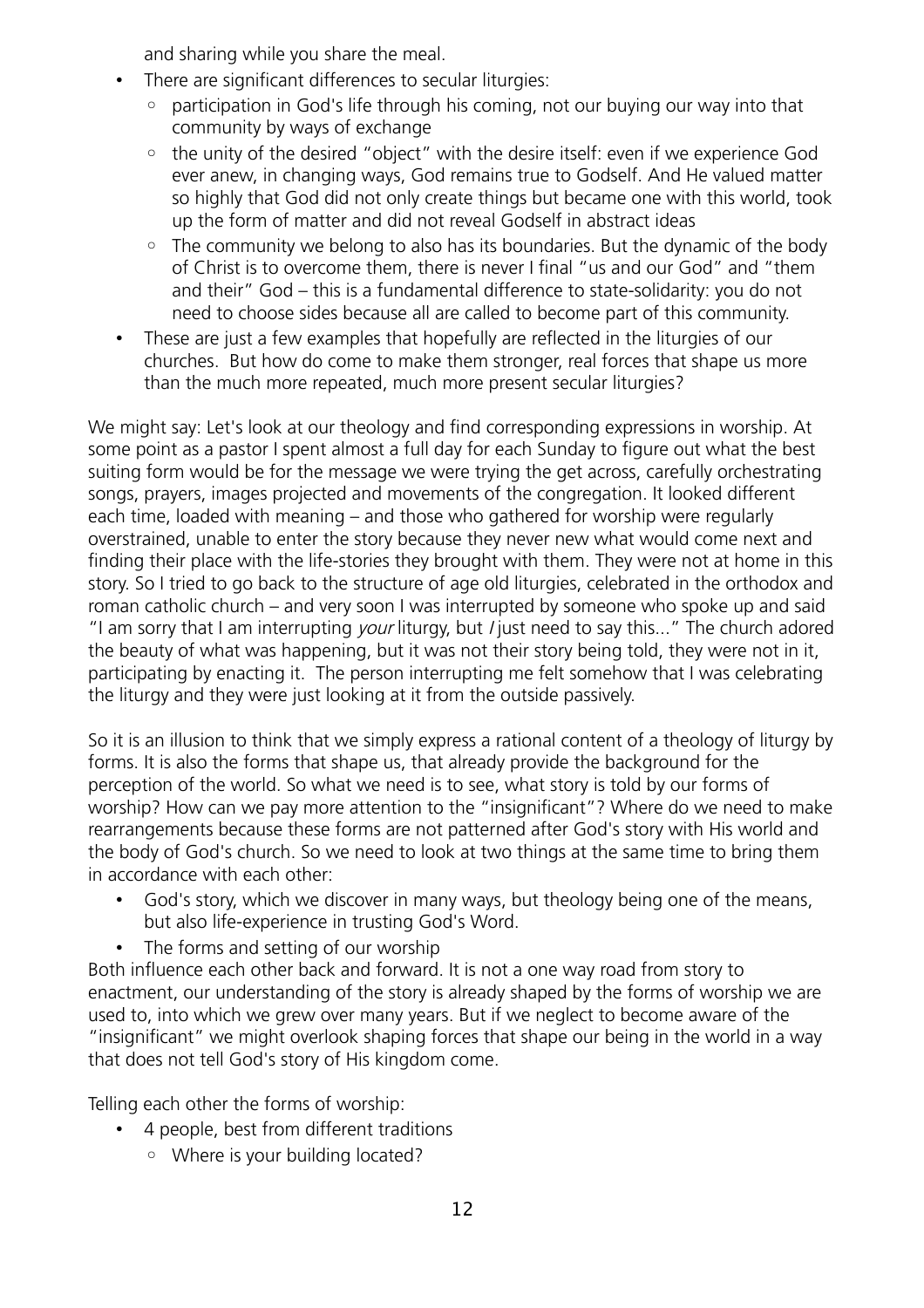and sharing while you share the meal.

- There are significant differences to secular liturgies:
  - participation in God's life through his coming, not our buying our way into that community by ways of exchange
  - the unity of the desired "object" with the desire itself: even if we experience God ever anew, in changing ways, God remains true to Godself. And He valued matter so highly that God did not only create things but became one with this world, took up the form of matter and did not reveal Godself in abstract ideas
  - The community we belong to also has its boundaries. But the dynamic of the body of Christ is to overcome them, there is never I final "us and our God" and "them and their" God – this is a fundamental difference to state-solidarity: you do not need to choose sides because all are called to become part of this community.
- These are just a few examples that hopefully are reflected in the liturgies of our churches. But how do come to make them stronger, real forces that shape us more than the much more repeated, much more present secular liturgies?

We might say: Let's look at our theology and find corresponding expressions in worship. At some point as a pastor I spent almost a full day for each Sunday to figure out what the best suiting form would be for the message we were trying the get across, carefully orchestrating songs, prayers, images projected and movements of the congregation. It looked different each time, loaded with meaning – and those who gathered for worship were regularly overstrained, unable to enter the story because they never new what would come next and finding their place with the life-stories they brought with them. They were not at home in this story. So I tried to go back to the structure of age old liturgies, celebrated in the orthodox and roman catholic church – and very soon I was interrupted by someone who spoke up and said "I am sorry that I am interrupting *your* liturgy, but *I* just need to say this..." The church adored the beauty of what was happening, but it was not their story being told, they were not in it, participating by enacting it. The person interrupting me felt somehow that I was celebrating the liturgy and they were just looking at it from the outside passively.

So it is an illusion to think that we simply express a rational content of a theology of liturgy by forms. It is also the forms that shape us, that already provide the background for the perception of the world. So what we need is to see, what story is told by our forms of worship? How can we pay more attention to the "insignificant"? Where do we need to make rearrangements because these forms are not patterned after God's story with His world and the body of God's church. So we need to look at two things at the same time to bring them in accordance with each other:

- God's story, which we discover in many ways, but theology being one of the means, but also life-experience in trusting God's Word.
- The forms and setting of our worship

Both influence each other back and forward. It is not a one way road from story to enactment, our understanding of the story is already shaped by the forms of worship we are used to, into which we grew over many years. But if we neglect to become aware of the "insignificant" we might overlook shaping forces that shape our being in the world in a way that does not tell God's story of His kingdom come.

Telling each other the forms of worship:

- 4 people, best from different traditions
  - Where is your building located?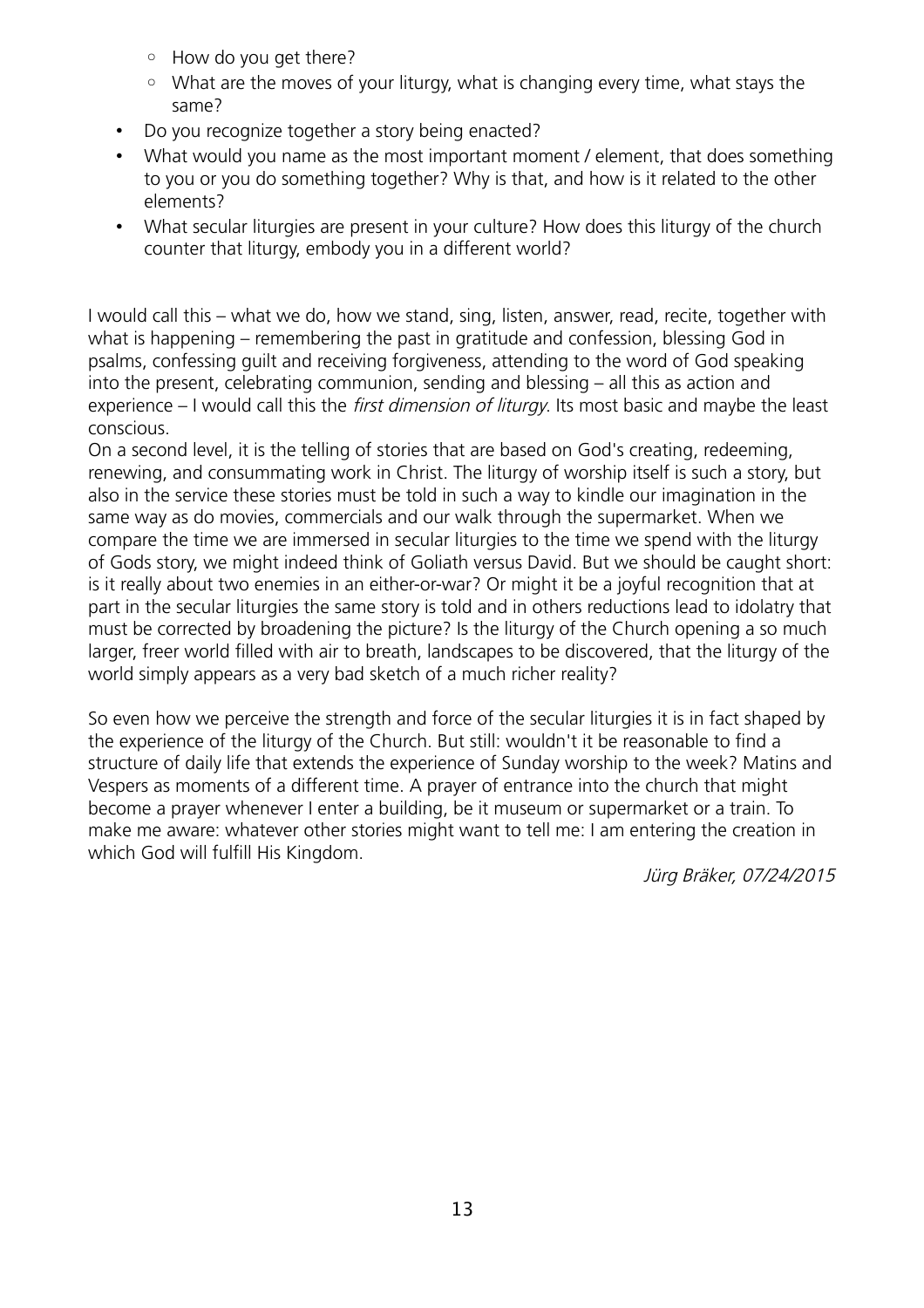- How do you get there?
    - What are the moves of your liturgy, what is changing every time, what stays the same?
- Do you recognize together a story being enacted?
- What would you name as the most important moment / element, that does something to you or you do something together? Why is that, and how is it related to the other elements?
- What secular liturgies are present in your culture? How does this liturgy of the church counter that liturgy, embody you in a different world?

I would call this – what we do, how we stand, sing, listen, answer, read, recite, together with what is happening – remembering the past in gratitude and confession, blessing God in psalms, confessing guilt and receiving forgiveness, attending to the word of God speaking into the present, celebrating communion, sending and blessing – all this as action and experience – I would call this the *first dimension of liturgy*. Its most basic and maybe the least conscious.

On a second level, it is the telling of stories that are based on God's creating, redeeming, renewing, and consummating work in Christ. The liturgy of worship itself is such a story, but also in the service these stories must be told in such a way to kindle our imagination in the same way as do movies, commercials and our walk through the supermarket. When we compare the time we are immersed in secular liturgies to the time we spend with the liturgy of Gods story, we might indeed think of Goliath versus David. But we should be caught short: is it really about two enemies in an either-or-war? Or might it be a joyful recognition that at part in the secular liturgies the same story is told and in others reductions lead to idolatry that must be corrected by broadening the picture? Is the liturgy of the Church opening a so much larger, freer world filled with air to breath, landscapes to be discovered, that the liturgy of the world simply appears as a very bad sketch of a much richer reality?

So even how we perceive the strength and force of the secular liturgies it is in fact shaped by the experience of the liturgy of the Church. But still: wouldn't it be reasonable to find a structure of daily life that extends the experience of Sunday worship to the week? Matins and Vespers as moments of a different time. A prayer of entrance into the church that might become a prayer whenever I enter a building, be it museum or supermarket or a train. To make me aware: whatever other stories might want to tell me: I am entering the creation in which God will fulfill His Kingdom.

*Jürg Bräker, 07/24/2015*